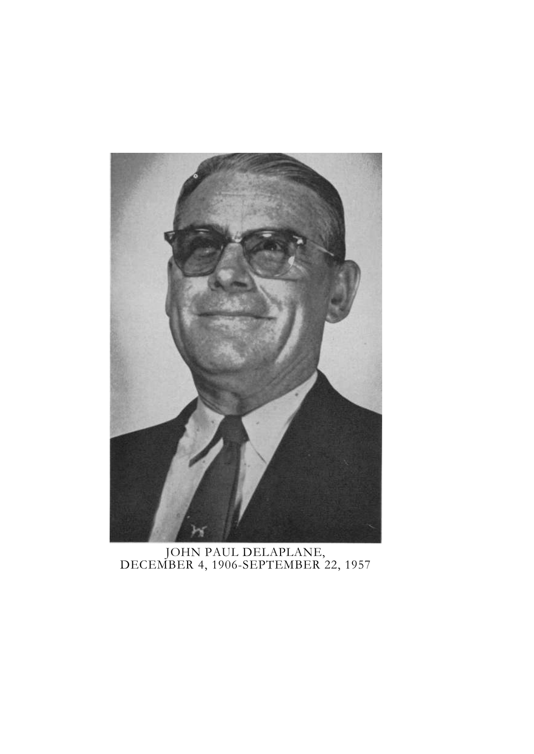JOHN PAUL DELAPLANE,
DECEMBER 4, 1906-SEPTEMBER 22, 1957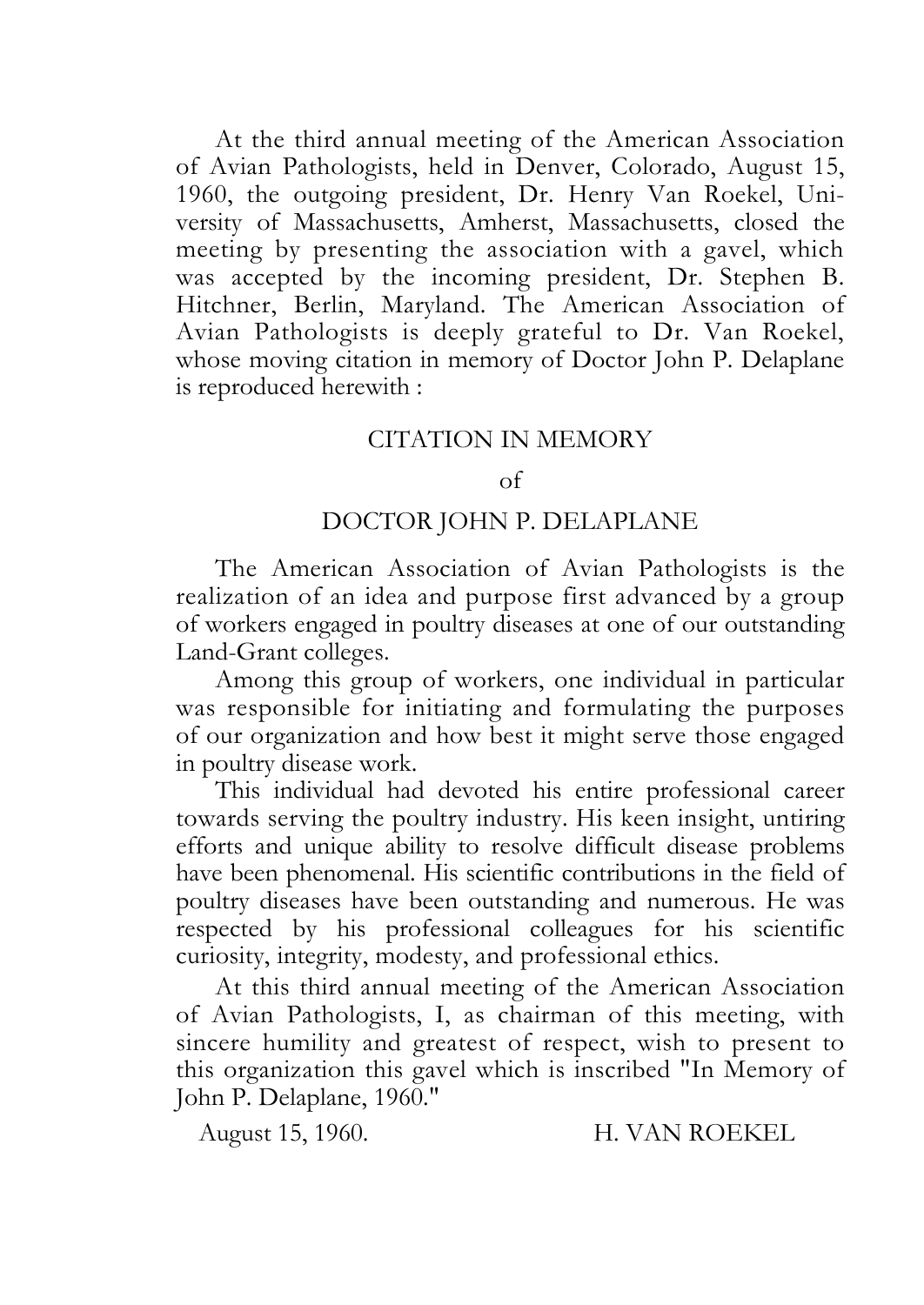At the third annual meeting of the American Association of Avian Pathologists, held in Denver, Colorado, August 15, 1960, the outgoing president, Dr. Henry Van Roekel, University of Massachusetts, Amherst, Massachusetts, closed the meeting by presenting the association with a gavel, which was accepted by the incoming president, Dr. Stephen B. Hitchner, Berlin, Maryland. The American Association of Avian Pathologists is deeply grateful to Dr. Van Roekel, whose moving citation in memory of Doctor John P. Delaplane is reproduced herewith :

## CITATION IN MEMORY
## of
## DOCTOR JOHN P. DELAPLANE

The American Association of Avian Pathologists is the realization of an idea and purpose first advanced by a group of workers engaged in poultry diseases at one of our outstanding Land-Grant colleges.

Among this group of workers, one individual in particular was responsible for initiating and formulating the purposes of our organization and how best it might serve those engaged in poultry disease work.

This individual had devoted his entire professional career towards serving the poultry industry. His keen insight, untiring efforts and unique ability to resolve difficult disease problems have been phenomenal. His scientific contributions in the field of poultry diseases have been outstanding and numerous. He was respected by his professional colleagues for his scientific curiosity, integrity, modesty, and professional ethics.

At this third annual meeting of the American Association of Avian Pathologists, I, as chairman of this meeting, with sincere humility and greatest of respect, wish to present to this organization this gavel which is inscribed "In Memory of John P. Delaplane, 1960."

August 15, 1960. H. VAN ROEKEL